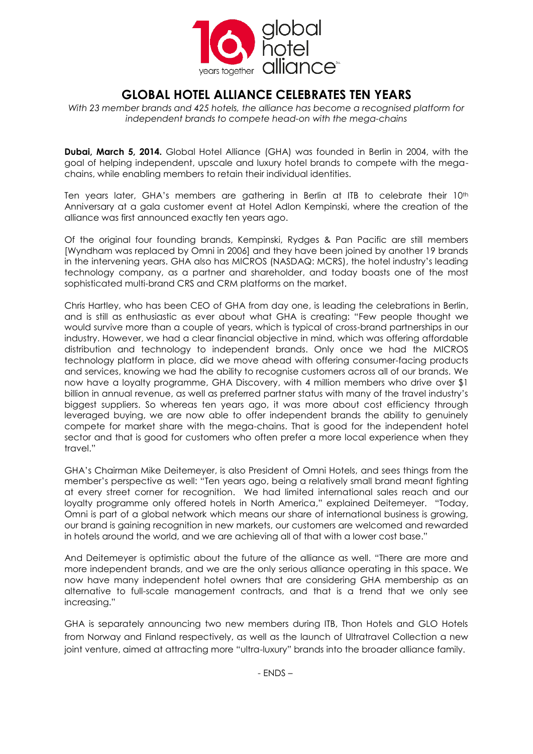# GLOBAL HOTEL ALLIANCE CELEBRATES TEN YEARS

*With 23 member brands and 425 hotels, the alliance has become a recognised platform for independent brands to compete head-on with the mega-chains*

**Dubai, March 5, 2014.** Global Hotel Alliance (GHA) was founded in Berlin in 2004, with the goal of helping independent, upscale and luxury hotel brands to compete with the mega-chains, while enabling members to retain their individual identities.

Ten years later, GHA's members are gathering in Berlin at ITB to celebrate their 10th Anniversary at a gala customer event at Hotel Adlon Kempinski, where the creation of the alliance was first announced exactly ten years ago.

Of the original four founding brands, Kempinski, Rydges & Pan Pacific are still members [Wyndham was replaced by Omni in 2006] and they have been joined by another 19 brands in the intervening years. GHA also has MICROS (NASDAQ: MCRS), the hotel industry's leading technology company, as a partner and shareholder, and today boasts one of the most sophisticated multi-brand CRS and CRM platforms on the market.

Chris Hartley, who has been CEO of GHA from day one, is leading the celebrations in Berlin, and is still as enthusiastic as ever about what GHA is creating: "Few people thought we would survive more than a couple of years, which is typical of cross-brand partnerships in our industry. However, we had a clear financial objective in mind, which was offering affordable distribution and technology to independent brands. Only once we had the MICROS technology platform in place, did we move ahead with offering consumer-facing products and services, knowing we had the ability to recognise customers across all of our brands. We now have a loyalty programme, GHA Discovery, with 4 million members who drive over $1 billion in annual revenue, as well as preferred partner status with many of the travel industry's biggest suppliers. So whereas ten years ago, it was more about cost efficiency through leveraged buying, we are now able to offer independent brands the ability to genuinely compete for market share with the mega-chains. That is good for the independent hotel sector and that is good for customers who often prefer a more local experience when they travel."

GHA's Chairman Mike Deitemeyer, is also President of Omni Hotels, and sees things from the member's perspective as well: "Ten years ago, being a relatively small brand meant fighting at every street corner for recognition. We had limited international sales reach and our loyalty programme only offered hotels in North America," explained Deitemeyer. "Today, Omni is part of a global network which means our share of international business is growing, our brand is gaining recognition in new markets, our customers are welcomed and rewarded in hotels around the world, and we are achieving all of that with a lower cost base."

And Deitemeyer is optimistic about the future of the alliance as well. "There are more and more independent brands, and we are the only serious alliance operating in this space. We now have many independent hotel owners that are considering GHA membership as an alternative to full-scale management contracts, and that is a trend that we only see increasing."

GHA is separately announcing two new members during ITB, Thon Hotels and GLO Hotels from Norway and Finland respectively, as well as the launch of Ultratravel Collection a new joint venture, aimed at attracting more "ultra-luxury" brands into the broader alliance family.

- ENDS –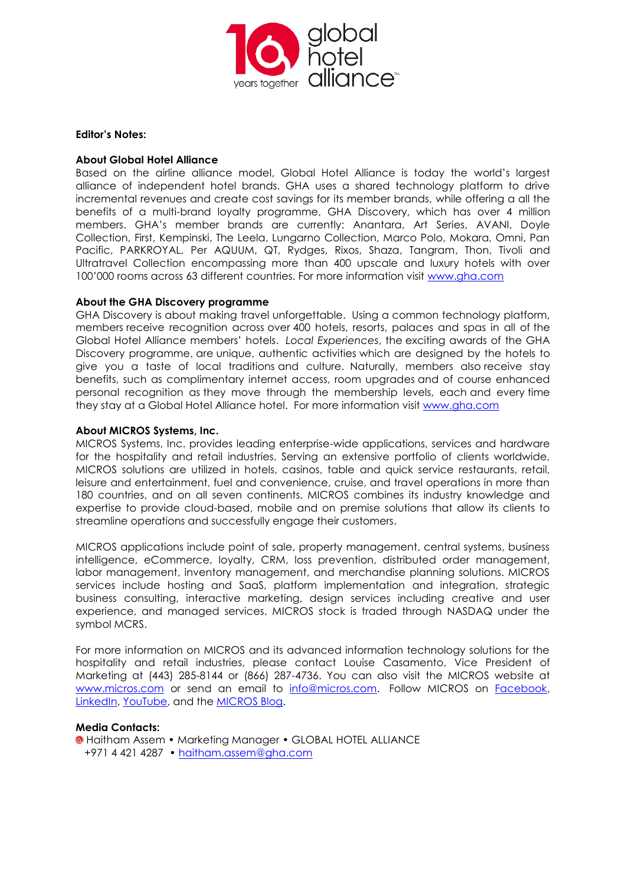**Editor's Notes:**

**About Global Hotel Alliance**

Based on the airline alliance model, Global Hotel Alliance is today the world's largest alliance of independent hotel brands. GHA uses a shared technology platform to drive incremental revenues and create cost savings for its member brands, while offering a all the benefits of a multi-brand loyalty programme, GHA Discovery, which has over 4 million members. GHA's member brands are currently: Anantara, Art Series, AVANI, Doyle Collection, First, Kempinski, The Leela, Lungarno Collection, Marco Polo, Mokara, Omni, Pan Pacific, PARKROYAL, Per AQUUM, QT, Rydges, Rixos, Shaza, Tangram, Thon, Tivoli and Ultratravel Collection encompassing more than 400 upscale and luxury hotels with over 100'000 rooms across 63 different countries. For more information visit www.gha.com

**About the GHA Discovery programme**

GHA Discovery is about making travel unforgettable. Using a common technology platform, members receive recognition across over 400 hotels, resorts, palaces and spas in all of the Global Hotel Alliance members' hotels. *Local Experiences*, the exciting awards of the GHA Discovery programme, are unique, authentic activities which are designed by the hotels to give you a taste of local traditions and culture. Naturally, members also receive stay benefits, such as complimentary internet access, room upgrades and of course enhanced personal recognition as they move through the membership levels, each and every time they stay at a Global Hotel Alliance hotel. For more information visit www.gha.com

**About MICROS Systems, Inc.**

MICROS Systems, Inc. provides leading enterprise-wide applications, services and hardware for the hospitality and retail industries. Serving an extensive portfolio of clients worldwide, MICROS solutions are utilized in hotels, casinos, table and quick service restaurants, retail, leisure and entertainment, fuel and convenience, cruise, and travel operations in more than 180 countries, and on all seven continents. MICROS combines its industry knowledge and expertise to provide cloud-based, mobile and on premise solutions that allow its clients to streamline operations and successfully engage their customers.

MICROS applications include point of sale, property management, central systems, business intelligence, eCommerce, loyalty, CRM, loss prevention, distributed order management, labor management, inventory management, and merchandise planning solutions. MICROS services include hosting and SaaS, platform implementation and integration, strategic business consulting, interactive marketing, design services including creative and user experience, and managed services. MICROS stock is traded through NASDAQ under the symbol MCRS.

For more information on MICROS and its advanced information technology solutions for the hospitality and retail industries, please contact Louise Casamento, Vice President of Marketing at (443) 285-8144 or (866) 287-4736. You can also visit the MICROS website at www.micros.com or send an email to info@micros.com. Follow MICROS on Facebook, LinkedIn, YouTube, and the MICROS Blog.

**Media Contacts:**

Haitham Assem • Marketing Manager • GLOBAL HOTEL ALLIANCE
+971 4 421 4287 • haitham.assem@gha.com